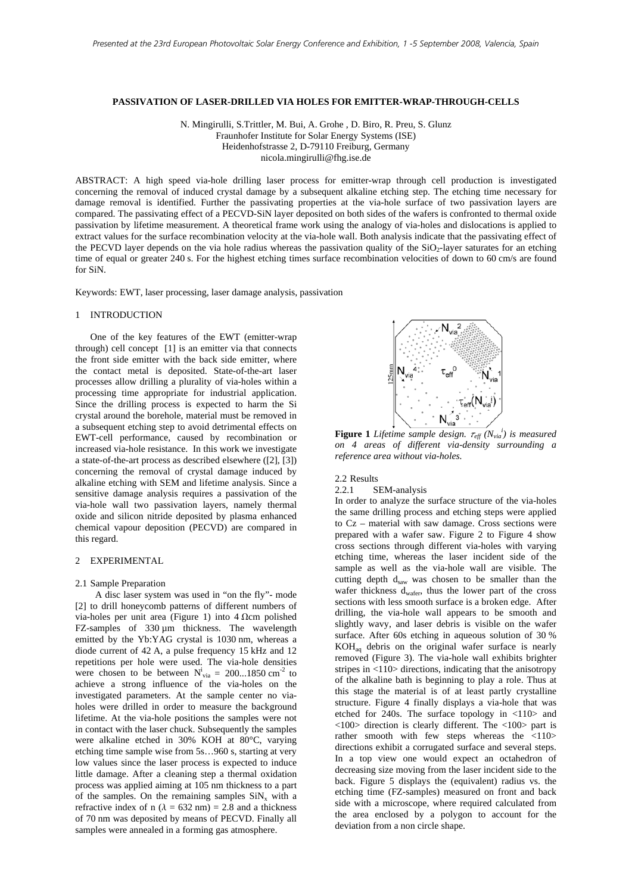# PASSIVATION OF LASER-DRILLED VIA HOLES FOR EMITTER-WRAP-THROUGH-CELLS

N. Mingirulli, S.Trittler, M. Bui, A. Grohe , D. Biro, R. Preu, S. Glunz
Fraunhofer Institute for Solar Energy Systems (ISE)
Heidenhofstrasse 2, D-79110 Freiburg, Germany
nicola.mingirulli@fhg.ise.de

ABSTRACT: A high speed via-hole drilling laser process for emitter-wrap through cell production is investigated concerning the removal of induced crystal damage by a subsequent alkaline etching step. The etching time necessary for damage removal is identified. Further the passivating properties at the via-hole surface of two passivation layers are compared. The passivating effect of a PECVD-SiN layer deposited on both sides of the wafers is confronted to thermal oxide passivation by lifetime measurement. A theoretical frame work using the analogy of via-holes and dislocations is applied to extract values for the surface recombination velocity at the via-hole wall. Both analysis indicate that the passivating effect of the PECVD layer depends on the via hole radius whereas the passivation quality of the $SiO_2$-layer saturates for an etching time of equal or greater 240 s. For the highest etching times surface recombination velocities of down to 60 cm/s are found for SiN.

Keywords: EWT, laser processing, laser damage analysis, passivation

## 1 INTRODUCTION

One of the key features of the EWT (emitter-wrap through) cell concept [1] is an emitter via that connects the front side emitter with the back side emitter, where the contact metal is deposited. State-of-the-art laser processes allow drilling a plurality of via-holes within a processing time appropriate for industrial application. Since the drilling process is expected to harm the Si crystal around the borehole, material must be removed in a subsequent etching step to avoid detrimental effects on EWT-cell performance, caused by recombination or increased via-hole resistance. In this work we investigate a state-of-the-art process as described elsewhere ([2], [3]) concerning the removal of crystal damage induced by alkaline etching with SEM and lifetime analysis. Since a sensitive damage analysis requires a passivation of the via-hole wall two passivation layers, namely thermal oxide and silicon nitride deposited by plasma enhanced chemical vapour deposition (PECVD) are compared in this regard.

## 2 EXPERIMENTAL

### 2.1 Sample Preparation

A disc laser system was used in "on the fly"- mode [2] to drill honeycomb patterns of different numbers of via-holes per unit area (Figure 1) into 4 Ωcm polished FZ-samples of 330 µm thickness. The wavelength emitted by the Yb:YAG crystal is 1030 nm, whereas a diode current of 42 A, a pulse frequency 15 kHz and 12 repetitions per hole were used. The via-hole densities were chosen to be between $N^{i}_{via}$ = 200...1850 cm$^{-2}$ to achieve a strong influence of the via-holes on the investigated parameters. At the sample center no via-holes were drilled in order to measure the background lifetime. At the via-hole positions the samples were not in contact with the laser chuck. Subsequently the samples were alkaline etched in 30% KOH at 80°C, varying etching time sample wise from 5s…960 s, starting at very low values since the laser process is expected to induce little damage. After a cleaning step a thermal oxidation process was applied aiming at 105 nm thickness to a part of the samples. On the remaining samples $SiN_x$ with a refractive index of n (λ = 632 nm) = 2.8 and a thickness of 70 nm was deposited by means of PECVD. Finally all samples were annealed in a forming gas atmosphere.

**Figure 1** *Lifetime sample design. $\tau_{eff}$ ($N_{via}^{i}$) is measured on 4 areas of different via-density surrounding a reference area without via-holes.*

### 2.2 Results

#### 2.2.1 SEM-analysis

In order to analyze the surface structure of the via-holes the same drilling process and etching steps were applied to Cz – material with saw damage. Cross sections were prepared with a wafer saw. Figure 2 to Figure 4 show cross sections through different via-holes with varying etching time, whereas the laser incident side of the sample as well as the via-hole wall are visible. The cutting depth $d_{saw}$ was chosen to be smaller than the wafer thickness $d_{wafer}$, thus the lower part of the cross sections with less smooth surface is a broken edge. After drilling, the via-hole wall appears to be smooth and slightly wavy, and laser debris is visible on the wafer surface. After 60s etching in aqueous solution of 30 % $KOH_{aq}$ debris on the original wafer surface is nearly removed (Figure 3). The via-hole wall exhibits brighter stripes in <110> directions, indicating that the anisotropy of the alkaline bath is beginning to play a role. Thus at this stage the material is of at least partly crystalline structure. Figure 4 finally displays a via-hole that was etched for 240s. The surface topology in <110> and <100> direction is clearly different. The <100> part is rather smooth with few steps whereas the <110> directions exhibit a corrugated surface and several steps. In a top view one would expect an octahedron of decreasing size moving from the laser incident side to the back. Figure 5 displays the (equivalent) radius vs. the etching time (FZ-samples) measured on front and back side with a microscope, where required calculated from the area enclosed by a polygon to account for the deviation from a non circle shape.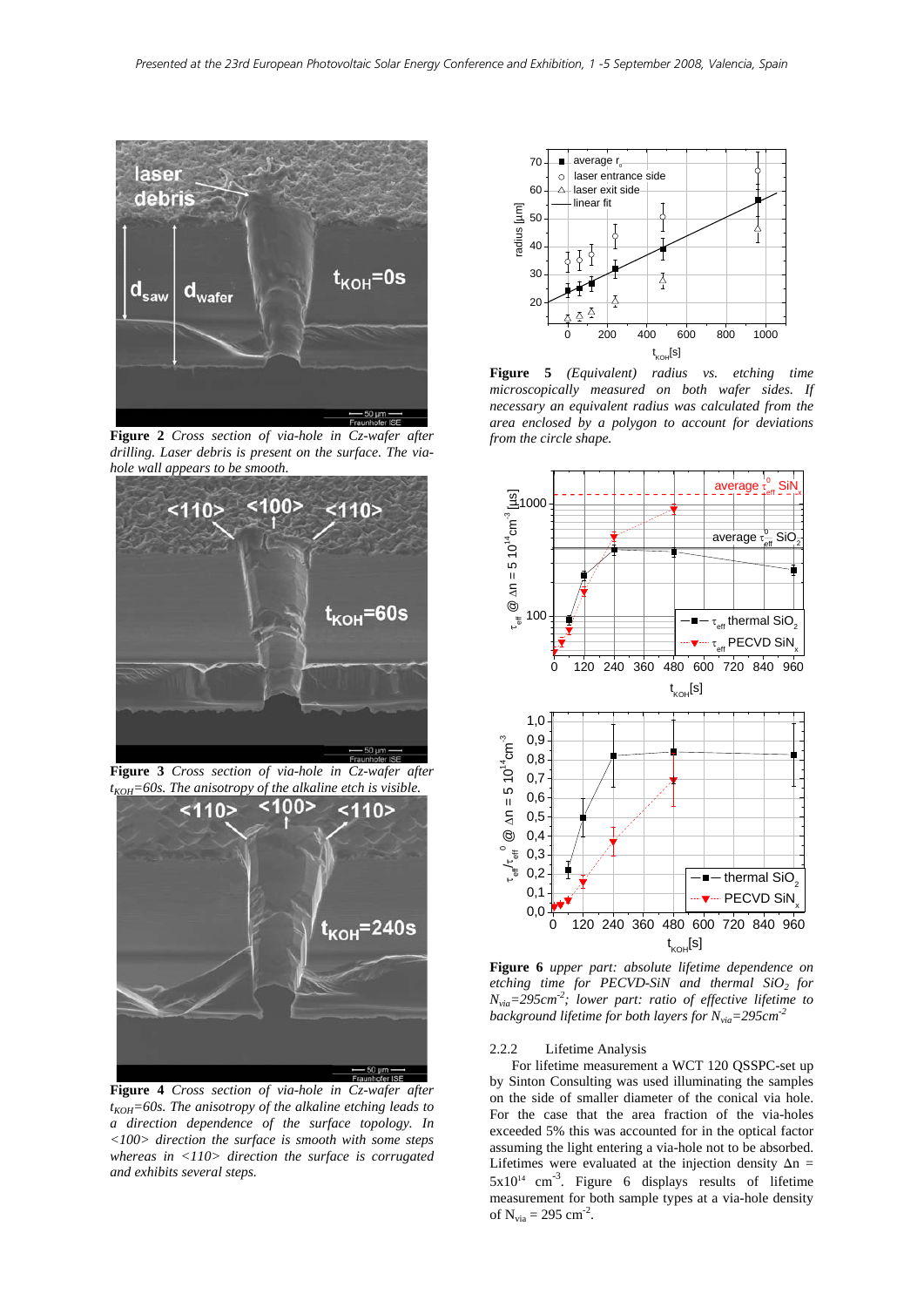**Figure 2** *Cross section of via-hole in Cz-wafer after drilling. Laser debris is present on the surface. The via-hole wall appears to be smooth.*

**Figure 3** *Cross section of via-hole in Cz-wafer after $t_{KOH}$=60s. The anisotropy of the alkaline etch is visible.*

**Figure 4** *Cross section of via-hole in Cz-wafer after $t_{KOH}$=60s. The anisotropy of the alkaline etching leads to a direction dependence of the surface topology. In <100> direction the surface is smooth with some steps whereas in <110> direction the surface is corrugated and exhibits several steps.*

**Figure 5** *(Equivalent) radius vs. etching time microscopically measured on both wafer sides. If necessary an equivalent radius was calculated from the area enclosed by a polygon to account for deviations from the circle shape.*

**Figure 6** *upper part: absolute lifetime dependence on etching time for PECVD-SiN and thermal $SiO_2$ for $N_{via}$=295cm$^{-2}$; lower part: ratio of effective lifetime to background lifetime for both layers for $N_{via}$=295cm$^{-2}$*

### 2.2.2 Lifetime Analysis

For lifetime measurement a WCT 120 QSSPC-set up by Sinton Consulting was used illuminating the samples on the side of smaller diameter of the conical via hole. For the case that the area fraction of the via-holes exceeded 5% this was accounted for in the optical factor assuming the light entering a via-hole not to be absorbed. Lifetimes were evaluated at the injection density $\Delta n$ = $5x10^{14}$ cm$^{-3}$. Figure 6 displays results of lifetime measurement for both sample types at a via-hole density of $N_{via}$ = 295 cm$^{-2}$.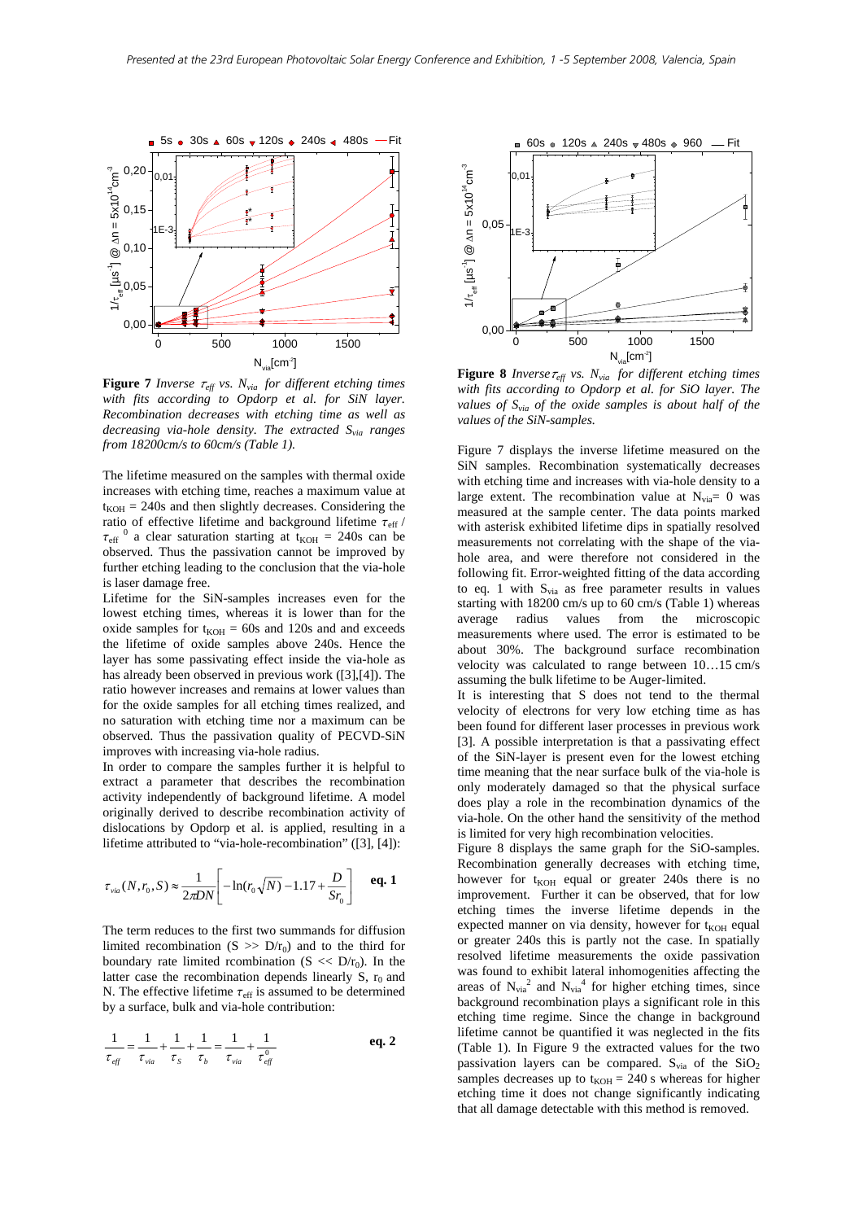**Figure 7** *Inverse $\tau_{eff}$ vs. $N_{via}$ for different etching times with fits according to Opdorp et al. for SiN layer. Recombination decreases with etching time as well as decreasing via-hole density. The extracted $S_{via}$ ranges from 18200cm/s to 60cm/s (Table 1).*

The lifetime measured on the samples with thermal oxide increases with etching time, reaches a maximum value at $t_{KOH}$ = 240s and then slightly decreases. Considering the ratio of effective lifetime and background lifetime $\tau_{eff}$ / $\tau_{eff}^{0}$ a clear saturation starting at $t_{KOH}$ = 240s can be observed. Thus the passivation cannot be improved by further etching leading to the conclusion that the via-hole is laser damage free.

Lifetime for the SiN-samples increases even for the lowest etching times, whereas it is lower than for the oxide samples for $t_{KOH}$ = 60s and 120s and and exceeds the lifetime of oxide samples above 240s. Hence the layer has some passivating effect inside the via-hole as has already been observed in previous work ([3],[4]). The ratio however increases and remains at lower values than for the oxide samples for all etching times realized, and no saturation with etching time nor a maximum can be observed. Thus the passivation quality of PECVD-SiN improves with increasing via-hole radius.

In order to compare the samples further it is helpful to extract a parameter that describes the recombination activity independently of background lifetime. A model originally derived to describe recombination activity of dislocations by Opdorp et al. is applied, resulting in a lifetime attributed to "via-hole-recombination" ([3], [4]):

$$\tau_{via}(N, r_0, S) \approx \frac{1}{2\pi DN}\left[-\ln(r_0\sqrt{N}) - 1.17 + \frac{D}{Sr_0}\right] \quad \textbf{eq. 1}$$

The term reduces to the first two summands for diffusion limited recombination ($S >> D/r_0$) and to the third for boundary rate limited rcombination ($S << D/r_0$). In the latter case the recombination depends linearly S, $r_0$ and N. The effective lifetime $\tau_{eff}$ is assumed to be determined by a surface, bulk and via-hole contribution:

$$\frac{1}{\tau_{eff}} = \frac{1}{\tau_{via}} + \frac{1}{\tau_S} + \frac{1}{\tau_b} = \frac{1}{\tau_{via}} + \frac{1}{\tau_{eff}^{0}} \quad \textbf{eq. 2}$$

**Figure 8** *Inverse $\tau_{eff}$ vs. $N_{via}$ for different etching times with fits according to Opdorp et al. for SiO layer. The values of $S_{via}$ of the oxide samples is about half of the values of the SiN-samples.*

Figure 7 displays the inverse lifetime measured on the SiN samples. Recombination systematically decreases with etching time and increases with via-hole density to a large extent. The recombination value at $N_{via}$= 0 was measured at the sample center. The data points marked with asterisk exhibited lifetime dips in spatially resolved measurements not correlating with the shape of the via-hole area, and were therefore not considered in the following fit. Error-weighted fitting of the data according to eq. 1 with $S_{via}$ as free parameter results in values starting with 18200 cm/s up to 60 cm/s (Table 1) whereas average radius values from the microscopic measurements where used. The error is estimated to be about 30%. The background surface recombination velocity was calculated to range between 10…15 cm/s assuming the bulk lifetime to be Auger-limited.

It is interesting that S does not tend to the thermal velocity of electrons for very low etching time as has been found for different laser processes in previous work [3]. A possible interpretation is that a passivating effect of the SiN-layer is present even for the lowest etching time meaning that the near surface bulk of the via-hole is only moderately damaged so that the physical surface does play a role in the recombination dynamics of the via-hole. On the other hand the sensitivity of the method is limited for very high recombination velocities.

Figure 8 displays the same graph for the SiO-samples. Recombination generally decreases with etching time, however for $t_{KOH}$ equal or greater 240s there is no improvement. Further it can be observed, that for low etching times the inverse lifetime depends in the expected manner on via density, however for $t_{KOH}$ equal or greater 240s this is partly not the case. In spatially resolved lifetime measurements the oxide passivation was found to exhibit lateral inhomogenities affecting the areas of $N_{via}^{2}$ and $N_{via}^{4}$ for higher etching times, since background recombination plays a significant role in this etching time regime. Since the change in background lifetime cannot be quantified it was neglected in the fits (Table 1). In Figure 9 the extracted values for the two passivation layers can be compared. $S_{via}$ of the $SiO_2$ samples decreases up to $t_{KOH}$ = 240 s whereas for higher etching time it does not change significantly indicating that all damage detectable with this method is removed.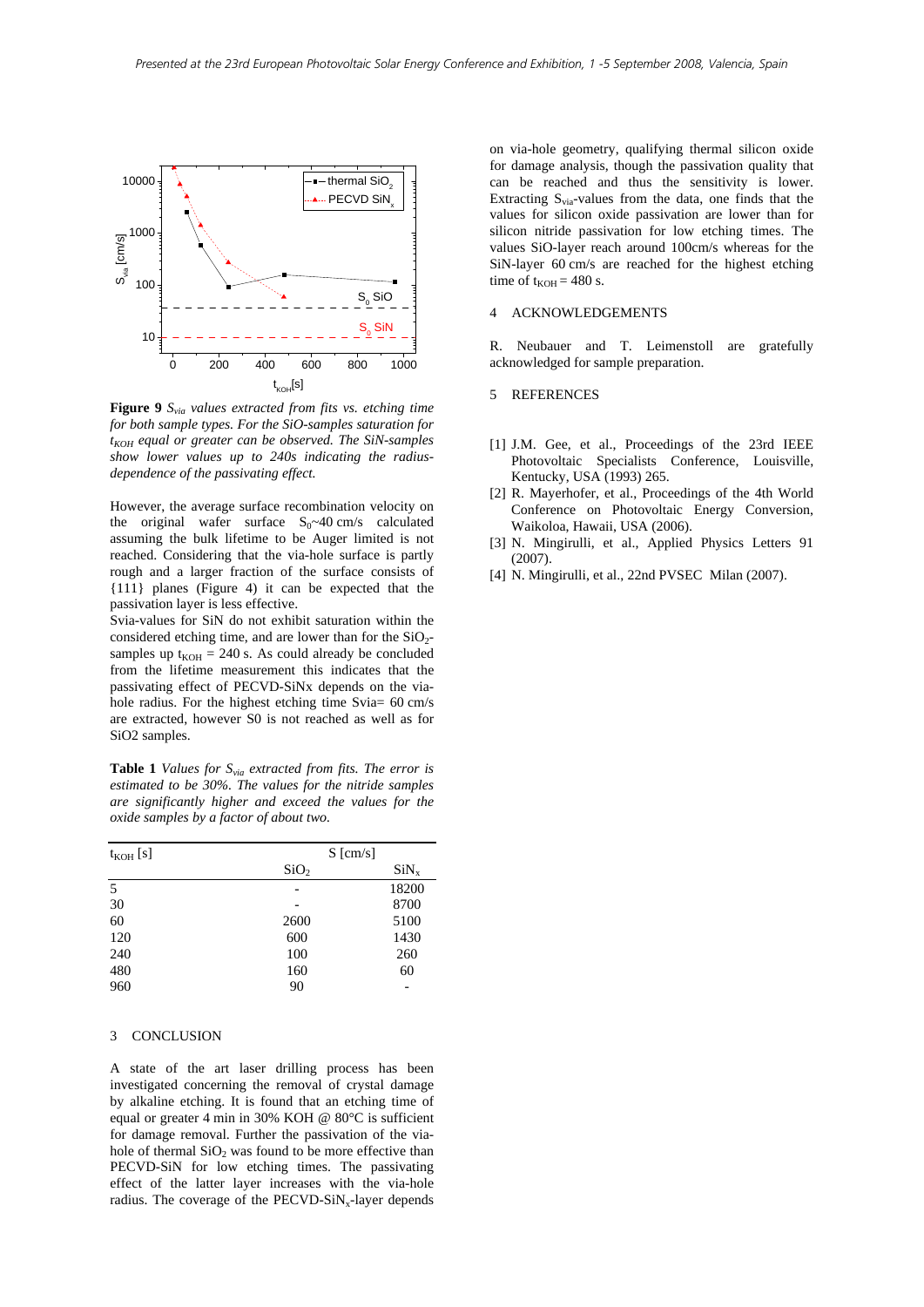10000
1000
100
10
$S_{via}$ [cm/s]
0
200
400
600
800
1000
$t_{KOH}$[s]
thermal $SiO_2$
PECVD $SiN_x$
$S_0$ SiO
$S_0$ SiN

**Figure 9** *$S_{via}$ values extracted from fits vs. etching time for both sample types. For the SiO-samples saturation for $t_{KOH}$ equal or greater can be observed. The SiN-samples show lower values up to 240s indicating the radius-dependence of the passivating effect.*

However, the average surface recombination velocity on the original wafer surface $S_0$~40 cm/s calculated assuming the bulk lifetime to be Auger limited is not reached. Considering that the via-hole surface is partly rough and a larger fraction of the surface consists of {111} planes (Figure 4) it can be expected that the passivation layer is less effective.

Svia-values for SiN do not exhibit saturation within the considered etching time, and are lower than for the $SiO_2$-samples up $t_{KOH}$ = 240 s. As could already be concluded from the lifetime measurement this indicates that the passivating effect of PECVD-SiNx depends on the via-hole radius. For the highest etching time Svia= 60 cm/s are extracted, however S0 is not reached as well as for SiO2 samples.

**Table 1** *Values for $S_{via}$ extracted from fits. The error is estimated to be 30%. The values for the nitride samples are significantly higher and exceed the values for the oxide samples by a factor of about two.*

| $t_{KOH}$ [s] | S [cm/s] | |
|---|---|---|
| | $SiO_2$ | $SiN_x$ |
| 5 | - | 18200 |
| 30 | - | 8700 |
| 60 | 2600 | 5100 |
| 120 | 600 | 1430 |
| 240 | 100 | 260 |
| 480 | 160 | 60 |
| 960 | 90 | - |

## 3 CONCLUSION

A state of the art laser drilling process has been investigated concerning the removal of crystal damage by alkaline etching. It is found that an etching time of equal or greater 4 min in 30% KOH @ 80°C is sufficient for damage removal. Further the passivation of the via-hole of thermal $SiO_2$ was found to be more effective than PECVD-SiN for low etching times. The passivating effect of the latter layer increases with the via-hole radius. The coverage of the PECVD-$SiN_x$-layer depends on via-hole geometry, qualifying thermal silicon oxide for damage analysis, though the passivation quality that can be reached and thus the sensitivity is lower. Extracting $S_{via}$-values from the data, one finds that the values for silicon oxide passivation are lower than for silicon nitride passivation for low etching times. The values SiO-layer reach around 100cm/s whereas for the SiN-layer 60 cm/s are reached for the highest etching time of $t_{KOH}$ = 480 s.

## 4 ACKNOWLEDGEMENTS

R. Neubauer and T. Leimenstoll are gratefully acknowledged for sample preparation.

## 5 REFERENCES

[1] J.M. Gee, et al., Proceedings of the 23rd IEEE Photovoltaic Specialists Conference, Louisville, Kentucky, USA (1993) 265.

[2] R. Mayerhofer, et al., Proceedings of the 4th World Conference on Photovoltaic Energy Conversion, Waikoloa, Hawaii, USA (2006).

[3] N. Mingirulli, et al., Applied Physics Letters 91 (2007).

[4] N. Mingirulli, et al., 22nd PVSEC Milan (2007).